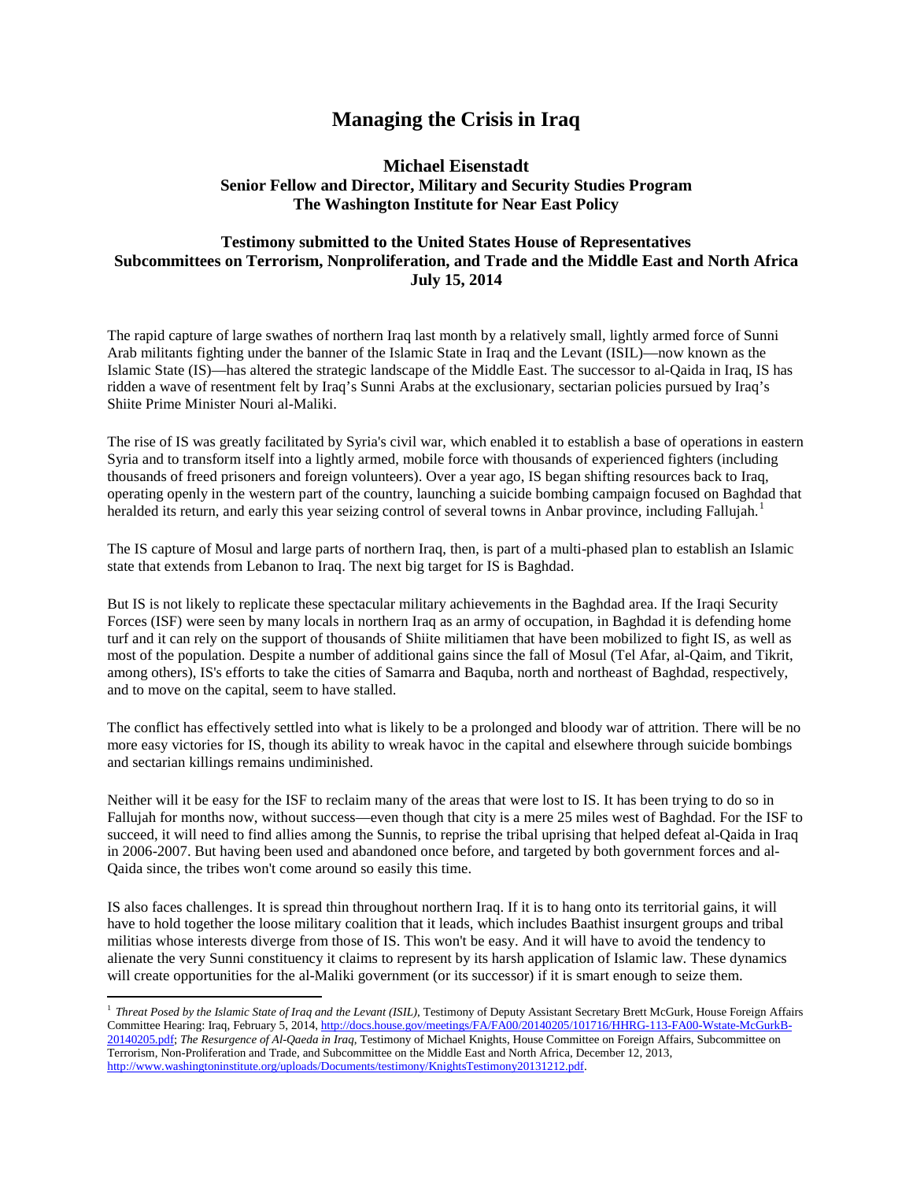# Managing the Crisis in Iraq

**Michael Eisenstadt**
**Senior Fellow and Director, Military and Security Studies Program**
**The Washington Institute for Near East Policy**

**Testimony submitted to the United States House of Representatives**
**Subcommittees on Terrorism, Nonproliferation, and Trade and the Middle East and North Africa**
**July 15, 2014**

The rapid capture of large swathes of northern Iraq last month by a relatively small, lightly armed force of Sunni Arab militants fighting under the banner of the Islamic State in Iraq and the Levant (ISIL)—now known as the Islamic State (IS)—has altered the strategic landscape of the Middle East. The successor to al-Qaida in Iraq, IS has ridden a wave of resentment felt by Iraq's Sunni Arabs at the exclusionary, sectarian policies pursued by Iraq's Shiite Prime Minister Nouri al-Maliki.

The rise of IS was greatly facilitated by Syria's civil war, which enabled it to establish a base of operations in eastern Syria and to transform itself into a lightly armed, mobile force with thousands of experienced fighters (including thousands of freed prisoners and foreign volunteers). Over a year ago, IS began shifting resources back to Iraq, operating openly in the western part of the country, launching a suicide bombing campaign focused on Baghdad that heralded its return, and early this year seizing control of several towns in Anbar province, including Fallujah.[1]

The IS capture of Mosul and large parts of northern Iraq, then, is part of a multi-phased plan to establish an Islamic state that extends from Lebanon to Iraq. The next big target for IS is Baghdad.

But IS is not likely to replicate these spectacular military achievements in the Baghdad area. If the Iraqi Security Forces (ISF) were seen by many locals in northern Iraq as an army of occupation, in Baghdad it is defending home turf and it can rely on the support of thousands of Shiite militiamen that have been mobilized to fight IS, as well as most of the population. Despite a number of additional gains since the fall of Mosul (Tel Afar, al-Qaim, and Tikrit, among others), IS's efforts to take the cities of Samarra and Baquba, north and northeast of Baghdad, respectively, and to move on the capital, seem to have stalled.

The conflict has effectively settled into what is likely to be a prolonged and bloody war of attrition. There will be no more easy victories for IS, though its ability to wreak havoc in the capital and elsewhere through suicide bombings and sectarian killings remains undiminished.

Neither will it be easy for the ISF to reclaim many of the areas that were lost to IS. It has been trying to do so in Fallujah for months now, without success—even though that city is a mere 25 miles west of Baghdad. For the ISF to succeed, it will need to find allies among the Sunnis, to reprise the tribal uprising that helped defeat al-Qaida in Iraq in 2006-2007. But having been used and abandoned once before, and targeted by both government forces and al-Qaida since, the tribes won't come around so easily this time.

IS also faces challenges. It is spread thin throughout northern Iraq. If it is to hang onto its territorial gains, it will have to hold together the loose military coalition that it leads, which includes Baathist insurgent groups and tribal militias whose interests diverge from those of IS. This won't be easy. And it will have to avoid the tendency to alienate the very Sunni constituency it claims to represent by its harsh application of Islamic law. These dynamics will create opportunities for the al-Maliki government (or its successor) if it is smart enough to seize them.

---

[1] *Threat Posed by the Islamic State of Iraq and the Levant (ISIL)*, Testimony of Deputy Assistant Secretary Brett McGurk, House Foreign Affairs Committee Hearing: Iraq, February 5, 2014, http://docs.house.gov/meetings/FA/FA00/20140205/101716/HHRG-113-FA00-Wstate-McGurkB-20140205.pdf; *The Resurgence of Al-Qaeda in Iraq*, Testimony of Michael Knights, House Committee on Foreign Affairs, Subcommittee on Terrorism, Non-Proliferation and Trade, and Subcommittee on the Middle East and North Africa, December 12, 2013, http://www.washingtoninstitute.org/uploads/Documents/testimony/KnightsTestimony20131212.pdf.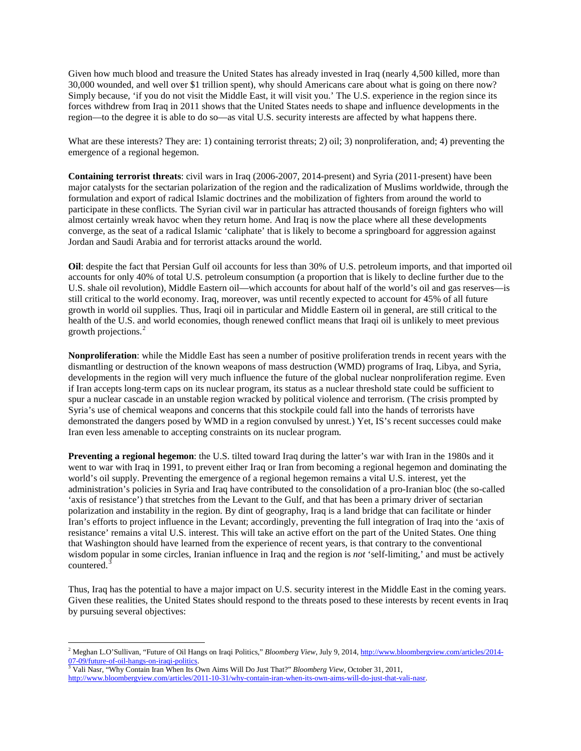Given how much blood and treasure the United States has already invested in Iraq (nearly 4,500 killed, more than 30,000 wounded, and well over $1 trillion spent), why should Americans care about what is going on there now? Simply because, 'if you do not visit the Middle East, it will visit you.' The U.S. experience in the region since its forces withdrew from Iraq in 2011 shows that the United States needs to shape and influence developments in the region—to the degree it is able to do so—as vital U.S. security interests are affected by what happens there.

What are these interests? They are: 1) containing terrorist threats; 2) oil; 3) nonproliferation, and; 4) preventing the emergence of a regional hegemon.

**Containing terrorist threats**: civil wars in Iraq (2006-2007, 2014-present) and Syria (2011-present) have been major catalysts for the sectarian polarization of the region and the radicalization of Muslims worldwide, through the formulation and export of radical Islamic doctrines and the mobilization of fighters from around the world to participate in these conflicts. The Syrian civil war in particular has attracted thousands of foreign fighters who will almost certainly wreak havoc when they return home. And Iraq is now the place where all these developments converge, as the seat of a radical Islamic 'caliphate' that is likely to become a springboard for aggression against Jordan and Saudi Arabia and for terrorist attacks around the world.

**Oil**: despite the fact that Persian Gulf oil accounts for less than 30% of U.S. petroleum imports, and that imported oil accounts for only 40% of total U.S. petroleum consumption (a proportion that is likely to decline further due to the U.S. shale oil revolution), Middle Eastern oil—which accounts for about half of the world's oil and gas reserves—is still critical to the world economy. Iraq, moreover, was until recently expected to account for 45% of all future growth in world oil supplies. Thus, Iraqi oil in particular and Middle Eastern oil in general, are still critical to the health of the U.S. and world economies, though renewed conflict means that Iraqi oil is unlikely to meet previous growth projections.[2]

**Nonproliferation**: while the Middle East has seen a number of positive proliferation trends in recent years with the dismantling or destruction of the known weapons of mass destruction (WMD) programs of Iraq, Libya, and Syria, developments in the region will very much influence the future of the global nuclear nonproliferation regime. Even if Iran accepts long-term caps on its nuclear program, its status as a nuclear threshold state could be sufficient to spur a nuclear cascade in an unstable region wracked by political violence and terrorism. (The crisis prompted by Syria's use of chemical weapons and concerns that this stockpile could fall into the hands of terrorists have demonstrated the dangers posed by WMD in a region convulsed by unrest.) Yet, IS's recent successes could make Iran even less amenable to accepting constraints on its nuclear program.

**Preventing a regional hegemon**: the U.S. tilted toward Iraq during the latter's war with Iran in the 1980s and it went to war with Iraq in 1991, to prevent either Iraq or Iran from becoming a regional hegemon and dominating the world's oil supply. Preventing the emergence of a regional hegemon remains a vital U.S. interest, yet the administration's policies in Syria and Iraq have contributed to the consolidation of a pro-Iranian bloc (the so-called 'axis of resistance') that stretches from the Levant to the Gulf, and that has been a primary driver of sectarian polarization and instability in the region. By dint of geography, Iraq is a land bridge that can facilitate or hinder Iran's efforts to project influence in the Levant; accordingly, preventing the full integration of Iraq into the 'axis of resistance' remains a vital U.S. interest. This will take an active effort on the part of the United States. One thing that Washington should have learned from the experience of recent years, is that contrary to the conventional wisdom popular in some circles, Iranian influence in Iraq and the region is *not* 'self-limiting,' and must be actively countered.[3]

Thus, Iraq has the potential to have a major impact on U.S. security interest in the Middle East in the coming years. Given these realities, the United States should respond to the threats posed to these interests by recent events in Iraq by pursuing several objectives:

---

[2] Meghan L.O'Sullivan, "Future of Oil Hangs on Iraqi Politics," *Bloomberg View*, July 9, 2014, http://www.bloombergview.com/articles/2014-07-09/future-of-oil-hangs-on-iraqi-politics.

[3] Vali Nasr, "Why Contain Iran When Its Own Aims Will Do Just That?" *Bloomberg View*, October 31, 2011, http://www.bloombergview.com/articles/2011-10-31/why-contain-iran-when-its-own-aims-will-do-just-that-vali-nasr.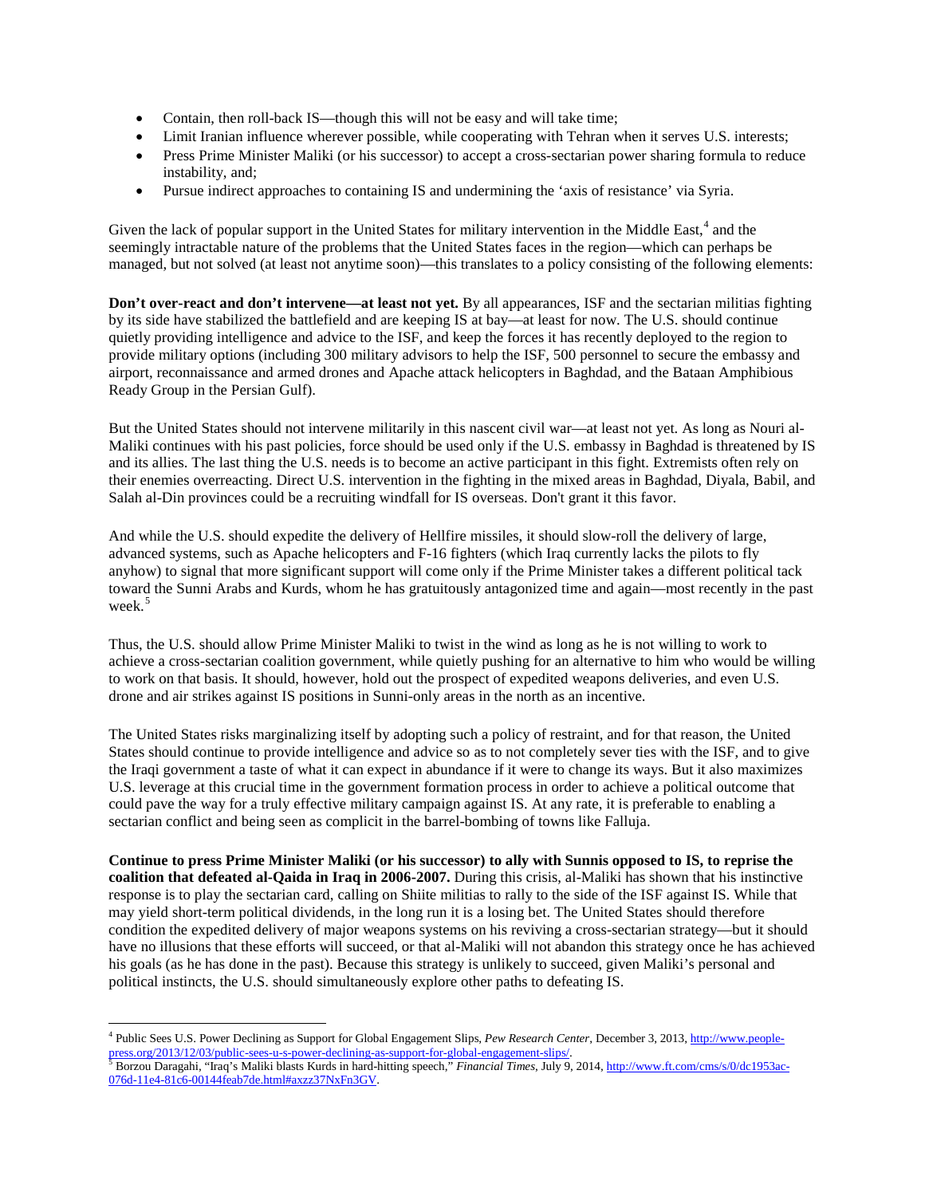- Contain, then roll-back IS—though this will not be easy and will take time;
- Limit Iranian influence wherever possible, while cooperating with Tehran when it serves U.S. interests;
- Press Prime Minister Maliki (or his successor) to accept a cross-sectarian power sharing formula to reduce instability, and;
- Pursue indirect approaches to containing IS and undermining the 'axis of resistance' via Syria.

Given the lack of popular support in the United States for military intervention in the Middle East,[4] and the seemingly intractable nature of the problems that the United States faces in the region—which can perhaps be managed, but not solved (at least not anytime soon)—this translates to a policy consisting of the following elements:

**Don't over-react and don't intervene—at least not yet.** By all appearances, ISF and the sectarian militias fighting by its side have stabilized the battlefield and are keeping IS at bay—at least for now. The U.S. should continue quietly providing intelligence and advice to the ISF, and keep the forces it has recently deployed to the region to provide military options (including 300 military advisors to help the ISF, 500 personnel to secure the embassy and airport, reconnaissance and armed drones and Apache attack helicopters in Baghdad, and the Bataan Amphibious Ready Group in the Persian Gulf).

But the United States should not intervene militarily in this nascent civil war—at least not yet. As long as Nouri al-Maliki continues with his past policies, force should be used only if the U.S. embassy in Baghdad is threatened by IS and its allies. The last thing the U.S. needs is to become an active participant in this fight. Extremists often rely on their enemies overreacting. Direct U.S. intervention in the fighting in the mixed areas in Baghdad, Diyala, Babil, and Salah al-Din provinces could be a recruiting windfall for IS overseas. Don't grant it this favor.

And while the U.S. should expedite the delivery of Hellfire missiles, it should slow-roll the delivery of large, advanced systems, such as Apache helicopters and F-16 fighters (which Iraq currently lacks the pilots to fly anyhow) to signal that more significant support will come only if the Prime Minister takes a different political tack toward the Sunni Arabs and Kurds, whom he has gratuitously antagonized time and again—most recently in the past week.[5]

Thus, the U.S. should allow Prime Minister Maliki to twist in the wind as long as he is not willing to work to achieve a cross-sectarian coalition government, while quietly pushing for an alternative to him who would be willing to work on that basis. It should, however, hold out the prospect of expedited weapons deliveries, and even U.S. drone and air strikes against IS positions in Sunni-only areas in the north as an incentive.

The United States risks marginalizing itself by adopting such a policy of restraint, and for that reason, the United States should continue to provide intelligence and advice so as to not completely sever ties with the ISF, and to give the Iraqi government a taste of what it can expect in abundance if it were to change its ways. But it also maximizes U.S. leverage at this crucial time in the government formation process in order to achieve a political outcome that could pave the way for a truly effective military campaign against IS. At any rate, it is preferable to enabling a sectarian conflict and being seen as complicit in the barrel-bombing of towns like Falluja.

**Continue to press Prime Minister Maliki (or his successor) to ally with Sunnis opposed to IS, to reprise the coalition that defeated al-Qaida in Iraq in 2006-2007.** During this crisis, al-Maliki has shown that his instinctive response is to play the sectarian card, calling on Shiite militias to rally to the side of the ISF against IS. While that may yield short-term political dividends, in the long run it is a losing bet. The United States should therefore condition the expedited delivery of major weapons systems on his reviving a cross-sectarian strategy—but it should have no illusions that these efforts will succeed, or that al-Maliki will not abandon this strategy once he has achieved his goals (as he has done in the past). Because this strategy is unlikely to succeed, given Maliki's personal and political instincts, the U.S. should simultaneously explore other paths to defeating IS.

---

[4] Public Sees U.S. Power Declining as Support for Global Engagement Slips, *Pew Research Center*, December 3, 2013, http://www.people-press.org/2013/12/03/public-sees-u-s-power-declining-as-support-for-global-engagement-slips/.

[5] Borzou Daragahi, "Iraq's Maliki blasts Kurds in hard-hitting speech," *Financial Times*, July 9, 2014, http://www.ft.com/cms/s/0/dc1953ac-076d-11e4-81c6-00144feab7de.html#axzz37NxFn3GV.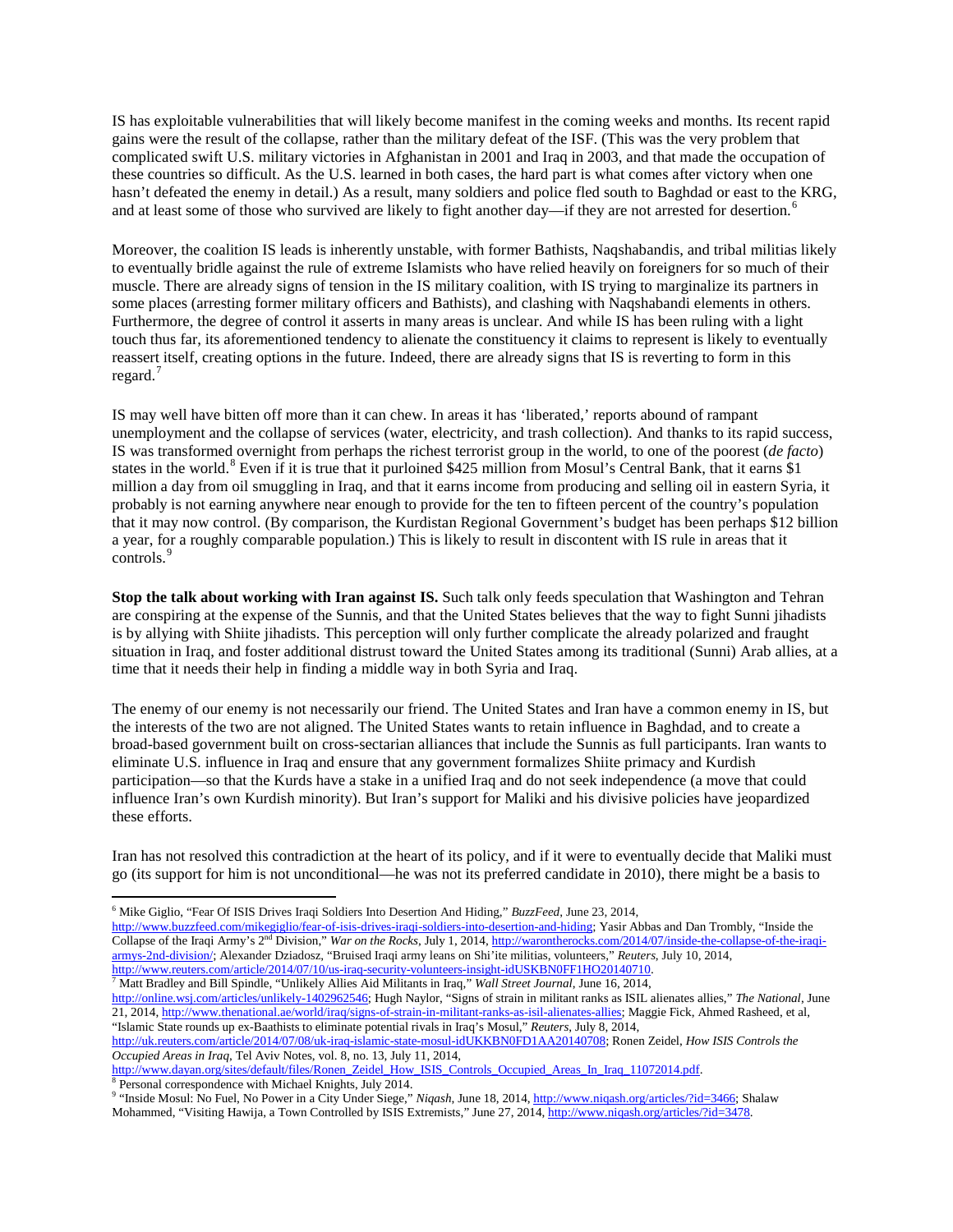IS has exploitable vulnerabilities that will likely become manifest in the coming weeks and months. Its recent rapid gains were the result of the collapse, rather than the military defeat of the ISF. (This was the very problem that complicated swift U.S. military victories in Afghanistan in 2001 and Iraq in 2003, and that made the occupation of these countries so difficult. As the U.S. learned in both cases, the hard part is what comes after victory when one hasn't defeated the enemy in detail.) As a result, many soldiers and police fled south to Baghdad or east to the KRG, and at least some of those who survived are likely to fight another day—if they are not arrested for desertion.[6]

Moreover, the coalition IS leads is inherently unstable, with former Bathists, Naqshabandis, and tribal militias likely to eventually bridle against the rule of extreme Islamists who have relied heavily on foreigners for so much of their muscle. There are already signs of tension in the IS military coalition, with IS trying to marginalize its partners in some places (arresting former military officers and Bathists), and clashing with Naqshabandi elements in others. Furthermore, the degree of control it asserts in many areas is unclear. And while IS has been ruling with a light touch thus far, its aforementioned tendency to alienate the constituency it claims to represent is likely to eventually reassert itself, creating options in the future. Indeed, there are already signs that IS is reverting to form in this regard.[7]

IS may well have bitten off more than it can chew. In areas it has 'liberated,' reports abound of rampant unemployment and the collapse of services (water, electricity, and trash collection). And thanks to its rapid success, IS was transformed overnight from perhaps the richest terrorist group in the world, to one of the poorest (*de facto*) states in the world.[8] Even if it is true that it purloined $425 million from Mosul's Central Bank, that it earns $1 million a day from oil smuggling in Iraq, and that it earns income from producing and selling oil in eastern Syria, it probably is not earning anywhere near enough to provide for the ten to fifteen percent of the country's population that it may now control. (By comparison, the Kurdistan Regional Government's budget has been perhaps $12 billion a year, for a roughly comparable population.) This is likely to result in discontent with IS rule in areas that it controls.[9]

**Stop the talk about working with Iran against IS.** Such talk only feeds speculation that Washington and Tehran are conspiring at the expense of the Sunnis, and that the United States believes that the way to fight Sunni jihadists is by allying with Shiite jihadists. This perception will only further complicate the already polarized and fraught situation in Iraq, and foster additional distrust toward the United States among its traditional (Sunni) Arab allies, at a time that it needs their help in finding a middle way in both Syria and Iraq.

The enemy of our enemy is not necessarily our friend. The United States and Iran have a common enemy in IS, but the interests of the two are not aligned. The United States wants to retain influence in Baghdad, and to create a broad-based government built on cross-sectarian alliances that include the Sunnis as full participants. Iran wants to eliminate U.S. influence in Iraq and ensure that any government formalizes Shiite primacy and Kurdish participation—so that the Kurds have a stake in a unified Iraq and do not seek independence (a move that could influence Iran's own Kurdish minority). But Iran's support for Maliki and his divisive policies have jeopardized these efforts.

Iran has not resolved this contradiction at the heart of its policy, and if it were to eventually decide that Maliki must go (its support for him is not unconditional—he was not its preferred candidate in 2010), there might be a basis to

---

[6] Mike Giglio, "Fear Of ISIS Drives Iraqi Soldiers Into Desertion And Hiding," *BuzzFeed*, June 23, 2014, http://www.buzzfeed.com/mikegiglio/fear-of-isis-drives-iraqi-soldiers-into-desertion-and-hiding; Yasir Abbas and Dan Trombly, "Inside the Collapse of the Iraqi Army's 2nd Division," *War on the Rocks*, July 1, 2014, http://warontherocks.com/2014/07/inside-the-collapse-of-the-iraqi-armys-2nd-division/; Alexander Dziadosz, "Bruised Iraqi army leans on Shi'ite militias, volunteers," *Reuters*, July 10, 2014, http://www.reuters.com/article/2014/07/10/us-iraq-security-volunteers-insight-idUSKBN0FF1HO20140710.

[7] Matt Bradley and Bill Spindle, "Unlikely Allies Aid Militants in Iraq," *Wall Street Journal*, June 16, 2014, http://online.wsj.com/articles/unlikely-1402962546; Hugh Naylor, "Signs of strain in militant ranks as ISIL alienates allies," *The National*, June 21, 2014, http://www.thenational.ae/world/iraq/signs-of-strain-in-militant-ranks-as-isil-alienates-allies; Maggie Fick, Ahmed Rasheed, et al, "Islamic State rounds up ex-Baathists to eliminate potential rivals in Iraq's Mosul," *Reuters*, July 8, 2014, http://uk.reuters.com/article/2014/07/08/uk-iraq-islamic-state-mosul-idUKKBN0FD1AA20140708; Ronen Zeidel, *How ISIS Controls the Occupied Areas in Iraq*, Tel Aviv Notes, vol. 8, no. 13, July 11, 2014, http://www.dayan.org/sites/default/files/Ronen_Zeidel_How_ISIS_Controls_Occupied_Areas_In_Iraq_11072014.pdf.

[8] Personal correspondence with Michael Knights, July 2014.

[9] "Inside Mosul: No Fuel, No Power in a City Under Siege," *Niqash*, June 18, 2014, http://www.niqash.org/articles/?id=3466; Shalaw Mohammed, "Visiting Hawija, a Town Controlled by ISIS Extremists," June 27, 2014, http://www.niqash.org/articles/?id=3478.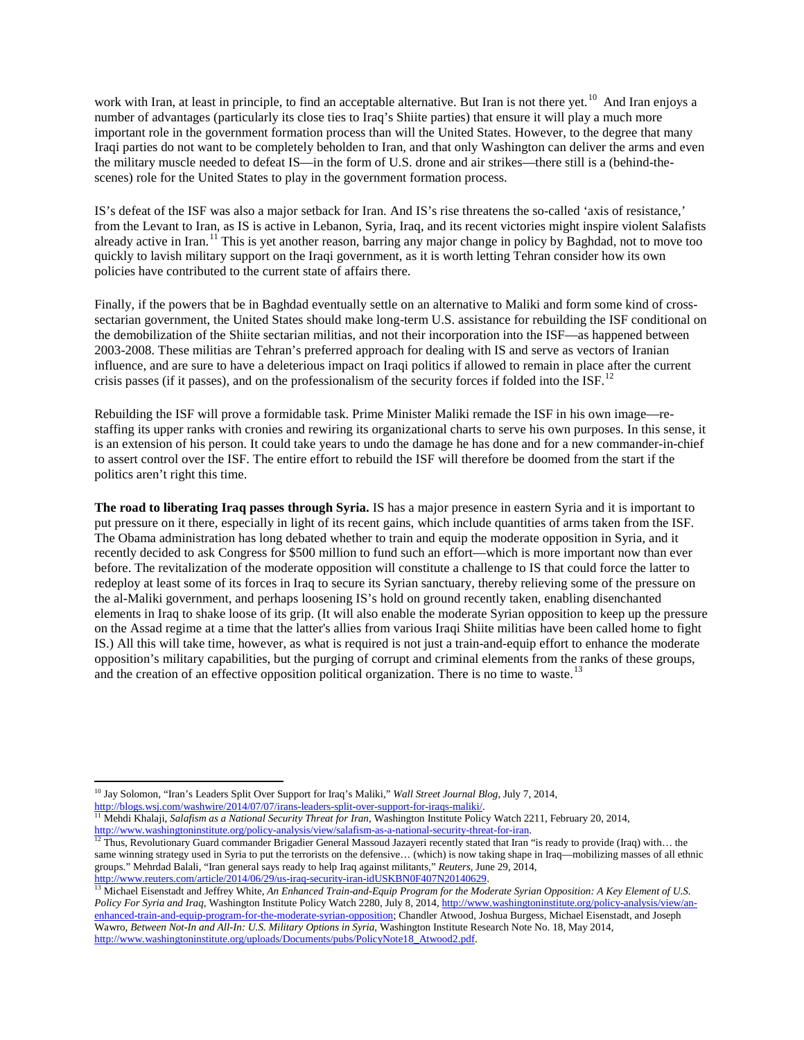work with Iran, at least in principle, to find an acceptable alternative. But Iran is not there yet.[10] And Iran enjoys a number of advantages (particularly its close ties to Iraq's Shiite parties) that ensure it will play a much more important role in the government formation process than will the United States. However, to the degree that many Iraqi parties do not want to be completely beholden to Iran, and that only Washington can deliver the arms and even the military muscle needed to defeat IS—in the form of U.S. drone and air strikes—there still is a (behind-the-scenes) role for the United States to play in the government formation process.

IS's defeat of the ISF was also a major setback for Iran. And IS's rise threatens the so-called 'axis of resistance,' from the Levant to Iran, as IS is active in Lebanon, Syria, Iraq, and its recent victories might inspire violent Salafists already active in Iran.[11] This is yet another reason, barring any major change in policy by Baghdad, not to move too quickly to lavish military support on the Iraqi government, as it is worth letting Tehran consider how its own policies have contributed to the current state of affairs there.

Finally, if the powers that be in Baghdad eventually settle on an alternative to Maliki and form some kind of cross-sectarian government, the United States should make long-term U.S. assistance for rebuilding the ISF conditional on the demobilization of the Shiite sectarian militias, and not their incorporation into the ISF—as happened between 2003-2008. These militias are Tehran's preferred approach for dealing with IS and serve as vectors of Iranian influence, and are sure to have a deleterious impact on Iraqi politics if allowed to remain in place after the current crisis passes (if it passes), and on the professionalism of the security forces if folded into the ISF.[12]

Rebuilding the ISF will prove a formidable task. Prime Minister Maliki remade the ISF in his own image—re-staffing its upper ranks with cronies and rewiring its organizational charts to serve his own purposes. In this sense, it is an extension of his person. It could take years to undo the damage he has done and for a new commander-in-chief to assert control over the ISF. The entire effort to rebuild the ISF will therefore be doomed from the start if the politics aren't right this time.

**The road to liberating Iraq passes through Syria.** IS has a major presence in eastern Syria and it is important to put pressure on it there, especially in light of its recent gains, which include quantities of arms taken from the ISF. The Obama administration has long debated whether to train and equip the moderate opposition in Syria, and it recently decided to ask Congress for $500 million to fund such an effort—which is more important now than ever before. The revitalization of the moderate opposition will constitute a challenge to IS that could force the latter to redeploy at least some of its forces in Iraq to secure its Syrian sanctuary, thereby relieving some of the pressure on the al-Maliki government, and perhaps loosening IS's hold on ground recently taken, enabling disenchanted elements in Iraq to shake loose of its grip. (It will also enable the moderate Syrian opposition to keep up the pressure on the Assad regime at a time that the latter's allies from various Iraqi Shiite militias have been called home to fight IS.) All this will take time, however, as what is required is not just a train-and-equip effort to enhance the moderate opposition's military capabilities, but the purging of corrupt and criminal elements from the ranks of these groups, and the creation of an effective opposition political organization. There is no time to waste.[13]

---

[10] Jay Solomon, "Iran's Leaders Split Over Support for Iraq's Maliki," *Wall Street Journal Blog*, July 7, 2014, http://blogs.wsj.com/washwire/2014/07/07/irans-leaders-split-over-support-for-iraqs-maliki/.

[11] Mehdi Khalaji, *Salafism as a National Security Threat for Iran*, Washington Institute Policy Watch 2211, February 20, 2014, http://www.washingtoninstitute.org/policy-analysis/view/salafism-as-a-national-security-threat-for-iran.

[12] Thus, Revolutionary Guard commander Brigadier General Massoud Jazayeri recently stated that Iran "is ready to provide (Iraq) with… the same winning strategy used in Syria to put the terrorists on the defensive… (which) is now taking shape in Iraq—mobilizing masses of all ethnic groups." Mehrdad Balali, "Iran general says ready to help Iraq against militants," *Reuters*, June 29, 2014, http://www.reuters.com/article/2014/06/29/us-iraq-security-iran-idUSKBN0F407N20140629.

[13] Michael Eisenstadt and Jeffrey White, *An Enhanced Train-and-Equip Program for the Moderate Syrian Opposition: A Key Element of U.S. Policy For Syria and Iraq*, Washington Institute Policy Watch 2280, July 8, 2014, http://www.washingtoninstitute.org/policy-analysis/view/an-enhanced-train-and-equip-program-for-the-moderate-syrian-opposition; Chandler Atwood, Joshua Burgess, Michael Eisenstadt, and Joseph Wawro, *Between Not-In and All-In: U.S. Military Options in Syria*, Washington Institute Research Note No. 18, May 2014, http://www.washingtoninstitute.org/uploads/Documents/pubs/PolicyNote18_Atwood2.pdf.